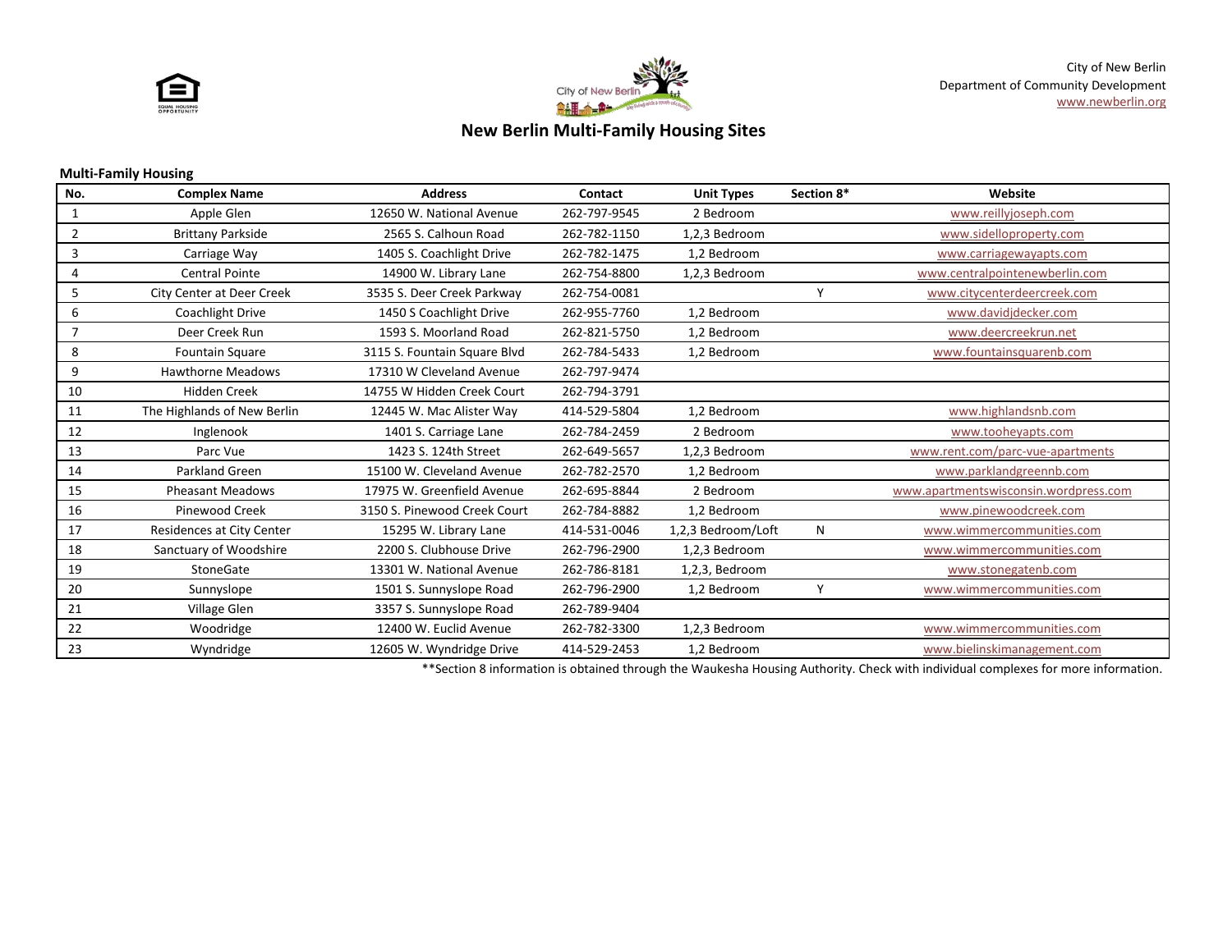City of New Berlin
Department of Community Development
www.newberlin.org

# New Berlin Multi-Family Housing Sites

**Multi-Family Housing**

| No. | Complex Name | Address | Contact | Unit Types | Section 8* | Website |
|---|---|---|---|---|---|---|
| 1 | Apple Glen | 12650 W. National Avenue | 262-797-9545 | 2 Bedroom | | www.reillyjoseph.com |
| 2 | Brittany Parkside | 2565 S. Calhoun Road | 262-782-1150 | 1,2,3 Bedroom | | www.sidelloproperty.com |
| 3 | Carriage Way | 1405 S. Coachlight Drive | 262-782-1475 | 1,2 Bedroom | | www.carriagewayapts.com |
| 4 | Central Pointe | 14900 W. Library Lane | 262-754-8800 | 1,2,3 Bedroom | | www.centralpointenewberlin.com |
| 5 | City Center at Deer Creek | 3535 S. Deer Creek Parkway | 262-754-0081 | | Y | www.citycenterdeercreek.com |
| 6 | Coachlight Drive | 1450 S Coachlight Drive | 262-955-7760 | 1,2 Bedroom | | www.davidjdecker.com |
| 7 | Deer Creek Run | 1593 S. Moorland Road | 262-821-5750 | 1,2 Bedroom | | www.deercreekrun.net |
| 8 | Fountain Square | 3115 S. Fountain Square Blvd | 262-784-5433 | 1,2 Bedroom | | www.fountainsquarenb.com |
| 9 | Hawthorne Meadows | 17310 W Cleveland Avenue | 262-797-9474 | | | |
| 10 | Hidden Creek | 14755 W Hidden Creek Court | 262-794-3791 | | | |
| 11 | The Highlands of New Berlin | 12445 W. Mac Alister Way | 414-529-5804 | 1,2 Bedroom | | www.highlandsnb.com |
| 12 | Inglenook | 1401 S. Carriage Lane | 262-784-2459 | 2 Bedroom | | www.tooheyapts.com |
| 13 | Parc Vue | 1423 S. 124th Street | 262-649-5657 | 1,2,3 Bedroom | | www.rent.com/parc-vue-apartments |
| 14 | Parkland Green | 15100 W. Cleveland Avenue | 262-782-2570 | 1,2 Bedroom | | www.parklandgreennb.com |
| 15 | Pheasant Meadows | 17975 W. Greenfield Avenue | 262-695-8844 | 2 Bedroom | | www.apartmentswisconsin.wordpress.com |
| 16 | Pinewood Creek | 3150 S. Pinewood Creek Court | 262-784-8882 | 1,2 Bedroom | | www.pinewoodcreek.com |
| 17 | Residences at City Center | 15295 W. Library Lane | 414-531-0046 | 1,2,3 Bedroom/Loft | N | www.wimmercommunities.com |
| 18 | Sanctuary of Woodshire | 2200 S. Clubhouse Drive | 262-796-2900 | 1,2,3 Bedroom | | www.wimmercommunities.com |
| 19 | StoneGate | 13301 W. National Avenue | 262-786-8181 | 1,2,3, Bedroom | | www.stonegatenb.com |
| 20 | Sunnyslope | 1501 S. Sunnyslope Road | 262-796-2900 | 1,2 Bedroom | Y | www.wimmercommunities.com |
| 21 | Village Glen | 3357 S. Sunnyslope Road | 262-789-9404 | | | |
| 22 | Woodridge | 12400 W. Euclid Avenue | 262-782-3300 | 1,2,3 Bedroom | | www.wimmercommunities.com |
| 23 | Wyndridge | 12605 W. Wyndridge Drive | 414-529-2453 | 1,2 Bedroom | | www.bielinskimanagement.com |

**Section 8 information is obtained through the Waukesha Housing Authority. Check with individual complexes for more information.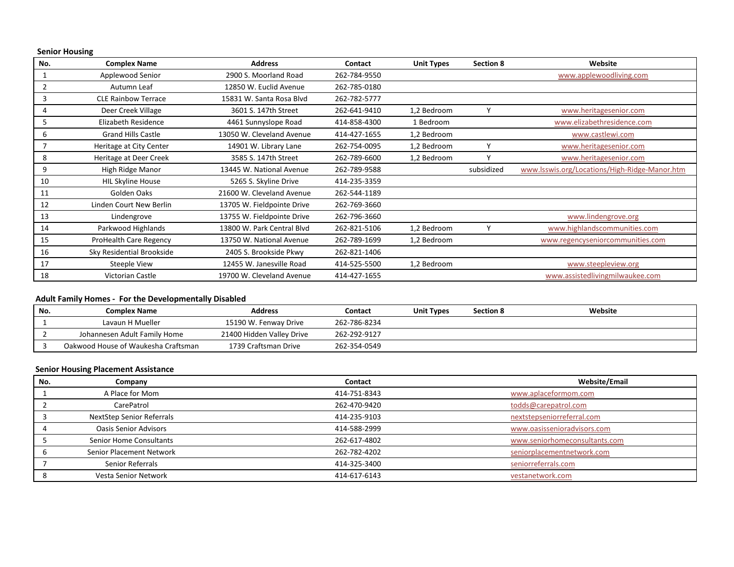**Senior Housing**

| No. | Complex Name | Address | Contact | Unit Types | Section 8 | Website |
|---|---|---|---|---|---|---|
| 1 | Applewood Senior | 2900 S. Moorland Road | 262-784-9550 | | | www.applewoodliving.com |
| 2 | Autumn Leaf | 12850 W. Euclid Avenue | 262-785-0180 | | | |
| 3 | CLE Rainbow Terrace | 15831 W. Santa Rosa Blvd | 262-782-5777 | | | |
| 4 | Deer Creek Village | 3601 S. 147th Street | 262-641-9410 | 1,2 Bedroom | Y | www.heritagesenior.com |
| 5 | Elizabeth Residence | 4461 Sunnyslope Road | 414-858-4300 | 1 Bedroom | | www.elizabethresidence.com |
| 6 | Grand Hills Castle | 13050 W. Cleveland Avenue | 414-427-1655 | 1,2 Bedroom | | www.castlewi.com |
| 7 | Heritage at City Center | 14901 W. Library Lane | 262-754-0095 | 1,2 Bedroom | Y | www.heritagesenior.com |
| 8 | Heritage at Deer Creek | 3585 S. 147th Street | 262-789-6600 | 1,2 Bedroom | Y | www.heritagesenior.com |
| 9 | High Ridge Manor | 13445 W. National Avenue | 262-789-9588 | | subsidized | www.lsswis.org/Locations/High-Ridge-Manor.htm |
| 10 | HIL Skyline House | 5265 S. Skyline Drive | 414-235-3359 | | | |
| 11 | Golden Oaks | 21600 W. Cleveland Avenue | 262-544-1189 | | | |
| 12 | Linden Court New Berlin | 13705 W. Fieldpointe Drive | 262-769-3660 | | | |
| 13 | Lindengrove | 13755 W. Fieldpointe Drive | 262-796-3660 | | | www.lindengrove.org |
| 14 | Parkwood Highlands | 13800 W. Park Central Blvd | 262-821-5106 | 1,2 Bedroom | Y | www.highlandscommunities.com |
| 15 | ProHealth Care Regency | 13750 W. National Avenue | 262-789-1699 | 1,2 Bedroom | | www.regencyseniorcommunities.com |
| 16 | Sky Residential Brookside | 2405 S. Brookside Pkwy | 262-821-1406 | | | |
| 17 | Steeple View | 12455 W. Janesville Road | 414-525-5500 | 1,2 Bedroom | | www.steepleview.org |
| 18 | Victorian Castle | 19700 W. Cleveland Avenue | 414-427-1655 | | | www.assistedlivingmilwaukee.com |

**Adult Family Homes - For the Developmentally Disabled**

| No. | Complex Name | Address | Contact | Unit Types | Section 8 | Website |
|---|---|---|---|---|---|---|
| 1 | Lavaun H Mueller | 15190 W. Fenway Drive | 262-786-8234 | | | |
| 2 | Johannesen Adult Family Home | 21400 Hidden Valley Drive | 262-292-9127 | | | |
| 3 | Oakwood House of Waukesha Craftsman | 1739 Craftsman Drive | 262-354-0549 | | | |

**Senior Housing Placement Assistance**

| No. | Company | Contact | Website/Email |
|---|---|---|---|
| 1 | A Place for Mom | 414-751-8343 | www.aplaceformom.com |
| 2 | CarePatrol | 262-470-9420 | todds@carepatrol.com |
| 3 | NextStep Senior Referrals | 414-235-9103 | nextstepseniorreferral.com |
| 4 | Oasis Senior Advisors | 414-588-2999 | www.oasissenioradvisors.com |
| 5 | Senior Home Consultants | 262-617-4802 | www.seniorhomeconsultants.com |
| 6 | Senior Placement Network | 262-782-4202 | seniorplacementnetwork.com |
| 7 | Senior Referrals | 414-325-3400 | seniorreferrals.com |
| 8 | Vesta Senior Network | 414-617-6143 | vestanetwork.com |